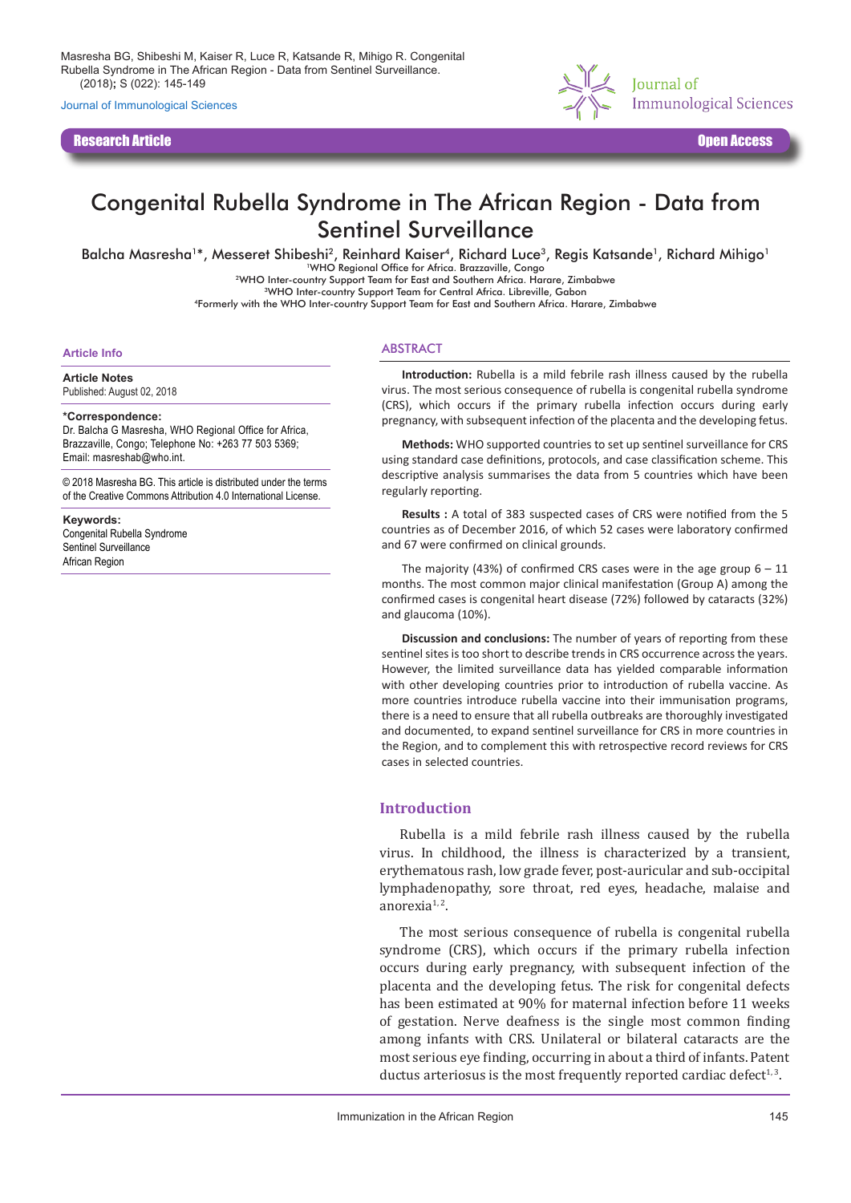Masresha BG, Shibeshi M, Kaiser R, Luce R, Katsande R, Mihigo R. Congenital Rubella Syndrome in The African Region - Data from Sentinel Surveillance. (2018); S (022): 145-149

Journal of Immunological Sciences

**Research Article** **Open Access**

# Congenital Rubella Syndrome in The African Region - Data from Sentinel Surveillance

Balcha Masresha[1]*, Messeret Shibeshi[2], Reinhard Kaiser[4], Richard Luce[3], Regis Katsande[1], Richard Mihigo[1]

[1]WHO Regional Office for Africa. Brazzaville, Congo
[2]WHO Inter-country Support Team for East and Southern Africa. Harare, Zimbabwe
[3]WHO Inter-country Support Team for Central Africa. Libreville, Gabon
[4]Formerly with the WHO Inter-country Support Team for East and Southern Africa. Harare, Zimbabwe

**Article Info**

**Article Notes**
Published: August 02, 2018

**\*Correspondence:**
Dr. Balcha G Masresha, WHO Regional Office for Africa, Brazzaville, Congo; Telephone No: +263 77 503 5369; Email: masreshab@who.int.

© 2018 Masresha BG. This article is distributed under the terms of the Creative Commons Attribution 4.0 International License.

**Keywords:**
Congenital Rubella Syndrome
Sentinel Surveillance
African Region

## ABSTRACT

**Introduction:** Rubella is a mild febrile rash illness caused by the rubella virus. The most serious consequence of rubella is congenital rubella syndrome (CRS), which occurs if the primary rubella infection occurs during early pregnancy, with subsequent infection of the placenta and the developing fetus.

**Methods:** WHO supported countries to set up sentinel surveillance for CRS using standard case definitions, protocols, and case classification scheme. This descriptive analysis summarises the data from 5 countries which have been regularly reporting.

**Results :** A total of 383 suspected cases of CRS were notified from the 5 countries as of December 2016, of which 52 cases were laboratory confirmed and 67 were confirmed on clinical grounds.

The majority (43%) of confirmed CRS cases were in the age group 6 – 11 months. The most common major clinical manifestation (Group A) among the confirmed cases is congenital heart disease (72%) followed by cataracts (32%) and glaucoma (10%).

**Discussion and conclusions:** The number of years of reporting from these sentinel sites is too short to describe trends in CRS occurrence across the years. However, the limited surveillance data has yielded comparable information with other developing countries prior to introduction of rubella vaccine. As more countries introduce rubella vaccine into their immunisation programs, there is a need to ensure that all rubella outbreaks are thoroughly investigated and documented, to expand sentinel surveillance for CRS in more countries in the Region, and to complement this with retrospective record reviews for CRS cases in selected countries.

## Introduction

Rubella is a mild febrile rash illness caused by the rubella virus. In childhood, the illness is characterized by a transient, erythematous rash, low grade fever, post-auricular and sub-occipital lymphadenopathy, sore throat, red eyes, headache, malaise and anorexia[1,2].

The most serious consequence of rubella is congenital rubella syndrome (CRS), which occurs if the primary rubella infection occurs during early pregnancy, with subsequent infection of the placenta and the developing fetus. The risk for congenital defects has been estimated at 90% for maternal infection before 11 weeks of gestation. Nerve deafness is the single most common finding among infants with CRS. Unilateral or bilateral cataracts are the most serious eye finding, occurring in about a third of infants. Patent ductus arteriosus is the most frequently reported cardiac defect[1,3].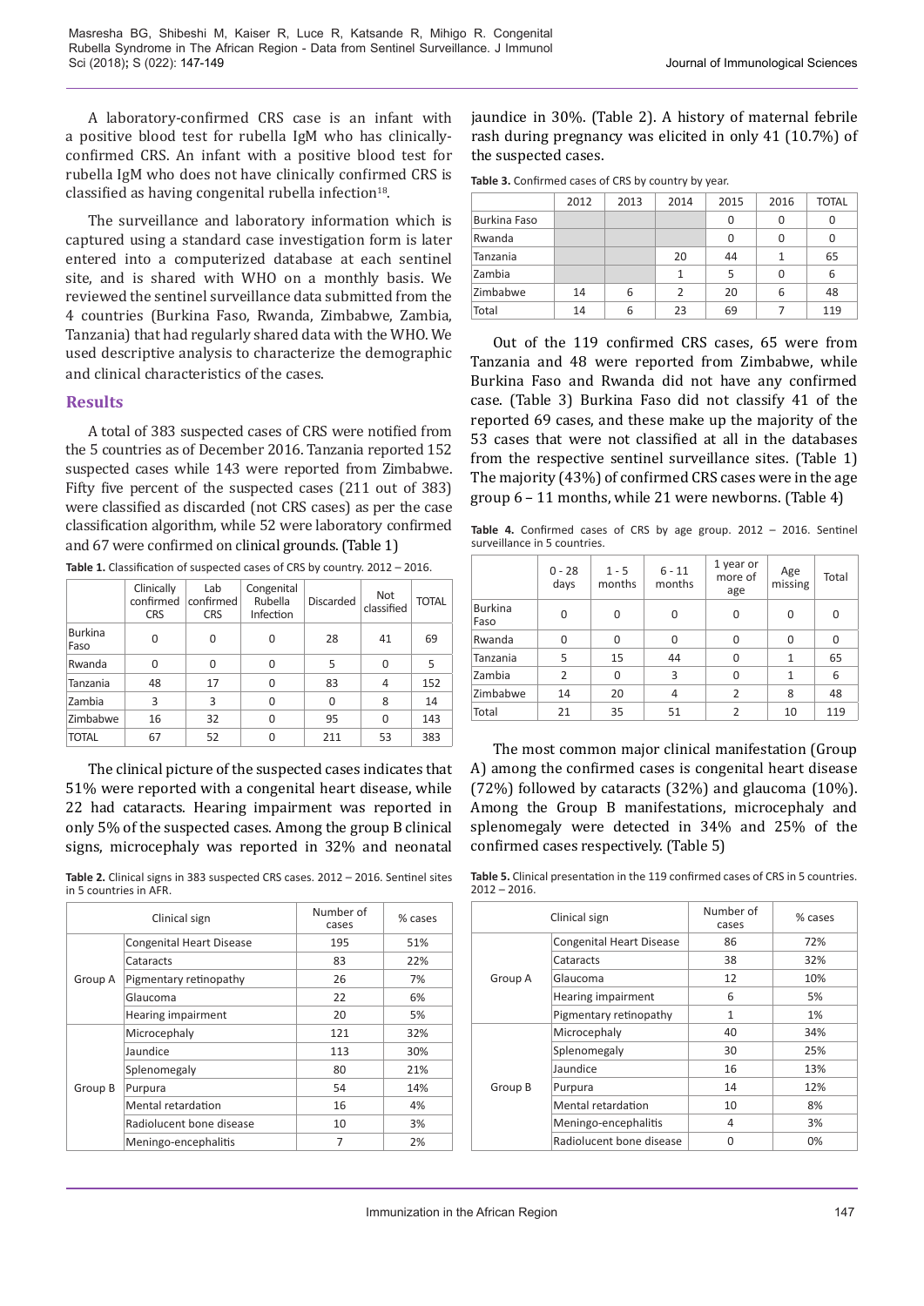A laboratory-confirmed CRS case is an infant with a positive blood test for rubella IgM who has clinically-confirmed CRS. An infant with a positive blood test for rubella IgM who does not have clinically confirmed CRS is classified as having congenital rubella infection[18].

The surveillance and laboratory information which is captured using a standard case investigation form is later entered into a computerized database at each sentinel site, and is shared with WHO on a monthly basis. We reviewed the sentinel surveillance data submitted from the 4 countries (Burkina Faso, Rwanda, Zimbabwe, Zambia, Tanzania) that had regularly shared data with the WHO. We used descriptive analysis to characterize the demographic and clinical characteristics of the cases.

## Results

A total of 383 suspected cases of CRS were notified from the 5 countries as of December 2016. Tanzania reported 152 suspected cases while 143 were reported from Zimbabwe. Fifty five percent of the suspected cases (211 out of 383) were classified as discarded (not CRS cases) as per the case classification algorithm, while 52 were laboratory confirmed and 67 were confirmed on clinical grounds. (Table 1)

**Table 1.** Classification of suspected cases of CRS by country. 2012 – 2016.

| | Clinically confirmed CRS | Lab confirmed CRS | Congenital Rubella Infection | Discarded | Not classified | TOTAL |
|---|---|---|---|---|---|---|
| Burkina Faso | 0 | 0 | 0 | 28 | 41 | 69 |
| Rwanda | 0 | 0 | 0 | 5 | 0 | 5 |
| Tanzania | 48 | 17 | 0 | 83 | 4 | 152 |
| Zambia | 3 | 3 | 0 | 0 | 8 | 14 |
| Zimbabwe | 16 | 32 | 0 | 95 | 0 | 143 |
| TOTAL | 67 | 52 | 0 | 211 | 53 | 383 |

The clinical picture of the suspected cases indicates that 51% were reported with a congenital heart disease, while 22 had cataracts. Hearing impairment was reported in only 5% of the suspected cases. Among the group B clinical signs, microcephaly was reported in 32% and neonatal jaundice in 30%. (Table 2). A history of maternal febrile rash during pregnancy was elicited in only 41 (10.7%) of the suspected cases.

**Table 2.** Clinical signs in 383 suspected CRS cases. 2012 – 2016. Sentinel sites in 5 countries in AFR.

| Clinical sign | | Number of cases | % cases |
|---|---|---|---|
| Group A | Congenital Heart Disease | 195 | 51% |
| | Cataracts | 83 | 22% |
| | Pigmentary retinopathy | 26 | 7% |
| | Glaucoma | 22 | 6% |
| | Hearing impairment | 20 | 5% |
| Group B | Microcephaly | 121 | 32% |
| | Jaundice | 113 | 30% |
| | Splenomegaly | 80 | 21% |
| | Purpura | 54 | 14% |
| | Mental retardation | 16 | 4% |
| | Radiolucent bone disease | 10 | 3% |
| | Meningo-encephalitis | 7 | 2% |

**Table 3.** Confirmed cases of CRS by country by year.

| | 2012 | 2013 | 2014 | 2015 | 2016 | TOTAL |
|---|---|---|---|---|---|---|
| Burkina Faso | | | | 0 | 0 | 0 |
| Rwanda | | | | 0 | 0 | 0 |
| Tanzania | | | 20 | 44 | 1 | 65 |
| Zambia | | | 1 | 5 | 0 | 6 |
| Zimbabwe | 14 | 6 | 2 | 20 | 6 | 48 |
| Total | 14 | 6 | 23 | 69 | 7 | 119 |

Out of the 119 confirmed CRS cases, 65 were from Tanzania and 48 were reported from Zimbabwe, while Burkina Faso and Rwanda did not have any confirmed case. (Table 3) Burkina Faso did not classify 41 of the reported 69 cases, and these make up the majority of the 53 cases that were not classified at all in the databases from the respective sentinel surveillance sites. (Table 1) The majority (43%) of confirmed CRS cases were in the age group 6 – 11 months, while 21 were newborns. (Table 4)

**Table 4.** Confirmed cases of CRS by age group. 2012 – 2016. Sentinel surveillance in 5 countries.

| | 0 - 28 days | 1 - 5 months | 6 - 11 months | 1 year or more of age | Age missing | Total |
|---|---|---|---|---|---|---|
| Burkina Faso | 0 | 0 | 0 | 0 | 0 | 0 |
| Rwanda | 0 | 0 | 0 | 0 | 0 | 0 |
| Tanzania | 5 | 15 | 44 | 0 | 1 | 65 |
| Zambia | 2 | 0 | 3 | 0 | 1 | 6 |
| Zimbabwe | 14 | 20 | 4 | 2 | 8 | 48 |
| Total | 21 | 35 | 51 | 2 | 10 | 119 |

The most common major clinical manifestation (Group A) among the confirmed cases is congenital heart disease (72%) followed by cataracts (32%) and glaucoma (10%). Among the Group B manifestations, microcephaly and splenomegaly were detected in 34% and 25% of the confirmed cases respectively. (Table 5)

**Table 5.** Clinical presentation in the 119 confirmed cases of CRS in 5 countries. 2012 – 2016.

| Clinical sign | | Number of cases | % cases |
|---|---|---|---|
| Group A | Congenital Heart Disease | 86 | 72% |
| | Cataracts | 38 | 32% |
| | Glaucoma | 12 | 10% |
| | Hearing impairment | 6 | 5% |
| | Pigmentary retinopathy | 1 | 1% |
| Group B | Microcephaly | 40 | 34% |
| | Splenomegaly | 30 | 25% |
| | Jaundice | 16 | 13% |
| | Purpura | 14 | 12% |
| | Mental retardation | 10 | 8% |
| | Meningo-encephalitis | 4 | 3% |
| | Radiolucent bone disease | 0 | 0% |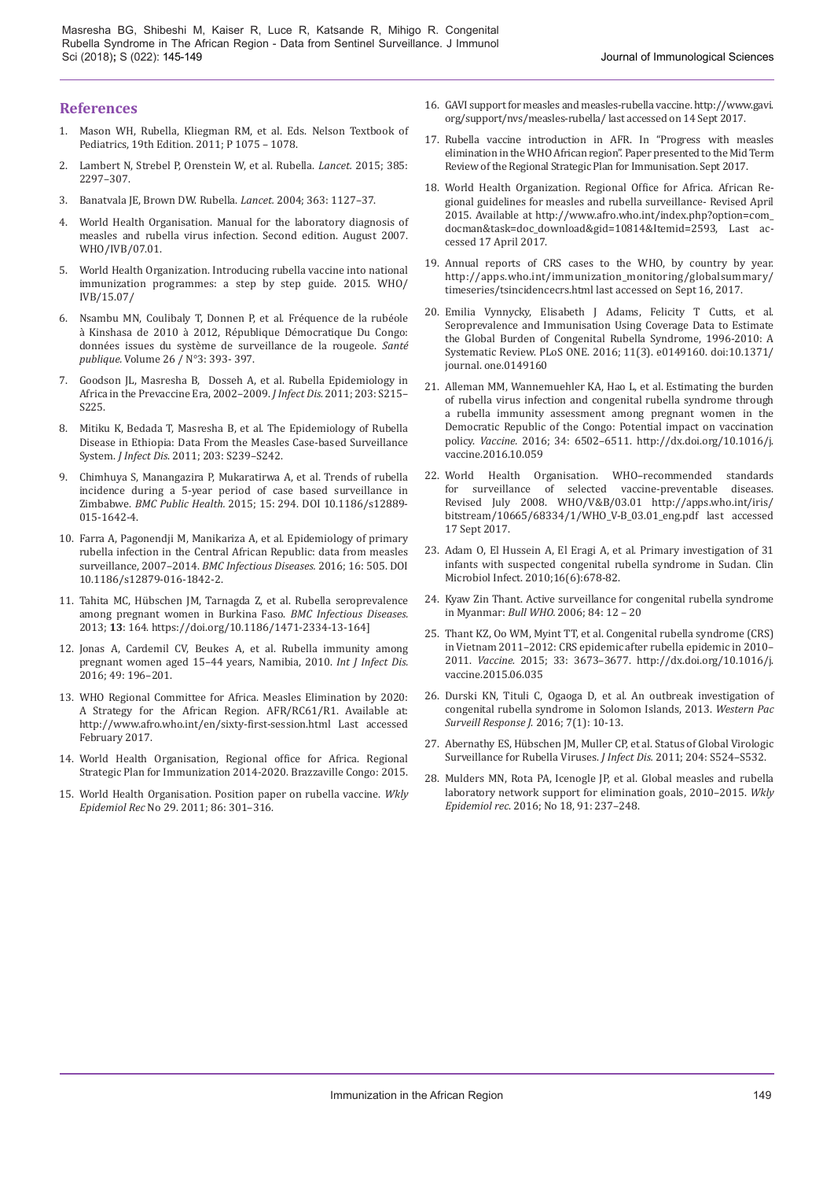## References

1. Mason WH, Rubella, Kliegman RM, et al. Eds. Nelson Textbook of Pediatrics, 19th Edition. 2011; P 1075 – 1078.
2. Lambert N, Strebel P, Orenstein W, et al. Rubella. *Lancet*. 2015; 385: 2297–307.
3. Banatvala JE, Brown DW. Rubella. *Lancet*. 2004; 363: 1127–37.
4. World Health Organisation. Manual for the laboratory diagnosis of measles and rubella virus infection. Second edition. August 2007. WHO/IVB/07.01.
5. World Health Organization. Introducing rubella vaccine into national immunization programmes: a step by step guide. 2015. WHO/IVB/15.07/
6. Nsambu MN, Coulibaly T, Donnen P, et al. Fréquence de la rubéole à Kinshasa de 2010 à 2012, République Démocratique Du Congo: données issues du système de surveillance de la rougeole. *Santé publique*. Volume 26 / N°3: 393- 397.
7. Goodson JL, Masresha B, Dosseh A, et al. Rubella Epidemiology in Africa in the Prevaccine Era, 2002–2009. *J Infect Dis*. 2011; 203: S215–S225.
8. Mitiku K, Bedada T, Masresha B, et al. The Epidemiology of Rubella Disease in Ethiopia: Data From the Measles Case-based Surveillance System. *J Infect Dis*. 2011; 203: S239–S242.
9. Chimhuya S, Manangazira P, Mukaratirwa A, et al. Trends of rubella incidence during a 5-year period of case based surveillance in Zimbabwe. *BMC Public Health*. 2015; 15: 294. DOI 10.1186/s12889-015-1642-4.
10. Farra A, Pagonendji M, Manikariza A, et al. Epidemiology of primary rubella infection in the Central African Republic: data from measles surveillance, 2007–2014. *BMC Infectious Diseases*. 2016; 16: 505. DOI 10.1186/s12879-016-1842-2.
11. Tahita MC, Hübschen JM, Tarnagda Z, et al. Rubella seroprevalence among pregnant women in Burkina Faso. *BMC Infectious Diseases*. 2013; **13**: 164. https://doi.org/10.1186/1471-2334-13-164]
12. Jonas A, Cardemil CV, Beukes A, et al. Rubella immunity among pregnant women aged 15–44 years, Namibia, 2010. *Int J Infect Dis*. 2016; 49: 196–201.
13. WHO Regional Committee for Africa. Measles Elimination by 2020: A Strategy for the African Region. AFR/RC61/R1. Available at: http://www.afro.who.int/en/sixty-first-session.html Last accessed February 2017.
14. World Health Organisation, Regional office for Africa. Regional Strategic Plan for Immunization 2014-2020. Brazzaville Congo: 2015.
15. World Health Organisation. Position paper on rubella vaccine. *Wkly Epidemiol Rec* No 29. 2011; 86: 301–316.
16. GAVI support for measles and measles-rubella vaccine. http://www.gavi.org/support/nvs/measles-rubella/ last accessed on 14 Sept 2017.
17. Rubella vaccine introduction in AFR. In "Progress with measles elimination in the WHO African region". Paper presented to the Mid Term Review of the Regional Strategic Plan for Immunisation. Sept 2017.
18. World Health Organization. Regional Office for Africa. African Regional guidelines for measles and rubella surveillance- Revised April 2015. Available at http://www.afro.who.int/index.php?option=com_docman&task=doc_download&gid=10814&Itemid=2593, Last accessed 17 April 2017.
19. Annual reports of CRS cases to the WHO, by country by year. http://apps.who.int/immunization_monitoring/globalsummary/timeseries/tsincidencecrs.html last accessed on Sept 16, 2017.
20. Emilia Vynnycky, Elisabeth J Adams, Felicity T Cutts, et al. Seroprevalence and Immunisation Using Coverage Data to Estimate the Global Burden of Congenital Rubella Syndrome, 1996-2010: A Systematic Review. PLoS ONE. 2016; 11(3). e0149160. doi:10.1371/journal. one.0149160
21. Alleman MM, Wannemuehler KA, Hao L, et al. Estimating the burden of rubella virus infection and congenital rubella syndrome through a rubella immunity assessment among pregnant women in the Democratic Republic of the Congo: Potential impact on vaccination policy. *Vaccine*. 2016; 34: 6502–6511. http://dx.doi.org/10.1016/j.vaccine.2016.10.059
22. World Health Organisation. WHO–recommended standards for surveillance of selected vaccine-preventable diseases. Revised July 2008. WHO/V&B/03.01 http://apps.who.int/iris/bitstream/10665/68334/1/WHO_V-B_03.01_eng.pdf last accessed 17 Sept 2017.
23. Adam O, El Hussein A, El Eragi A, et al. Primary investigation of 31 infants with suspected congenital rubella syndrome in Sudan. Clin Microbiol Infect. 2010;16(6):678-82.
24. Kyaw Zin Thant. Active surveillance for congenital rubella syndrome in Myanmar: *Bull WHO*. 2006; 84: 12 – 20
25. Thant KZ, Oo WM, Myint TT, et al. Congenital rubella syndrome (CRS) in Vietnam 2011–2012: CRS epidemic after rubella epidemic in 2010–2011. *Vaccine*. 2015; 33: 3673–3677. http://dx.doi.org/10.1016/j.vaccine.2015.06.035
26. Durski KN, Tituli C, Ogaoga D, et al. An outbreak investigation of congenital rubella syndrome in Solomon Islands, 2013. *Western Pac Surveill Response J*. 2016; 7(1): 10-13.
27. Abernathy ES, Hübschen JM, Muller CP, et al. Status of Global Virologic Surveillance for Rubella Viruses. *J Infect Dis*. 2011; 204: S524–S532.
28. Mulders MN, Rota PA, Icenogle JP, et al. Global measles and rubella laboratory network support for elimination goals, 2010–2015. *Wkly Epidemiol rec*. 2016; No 18, 91: 237–248.